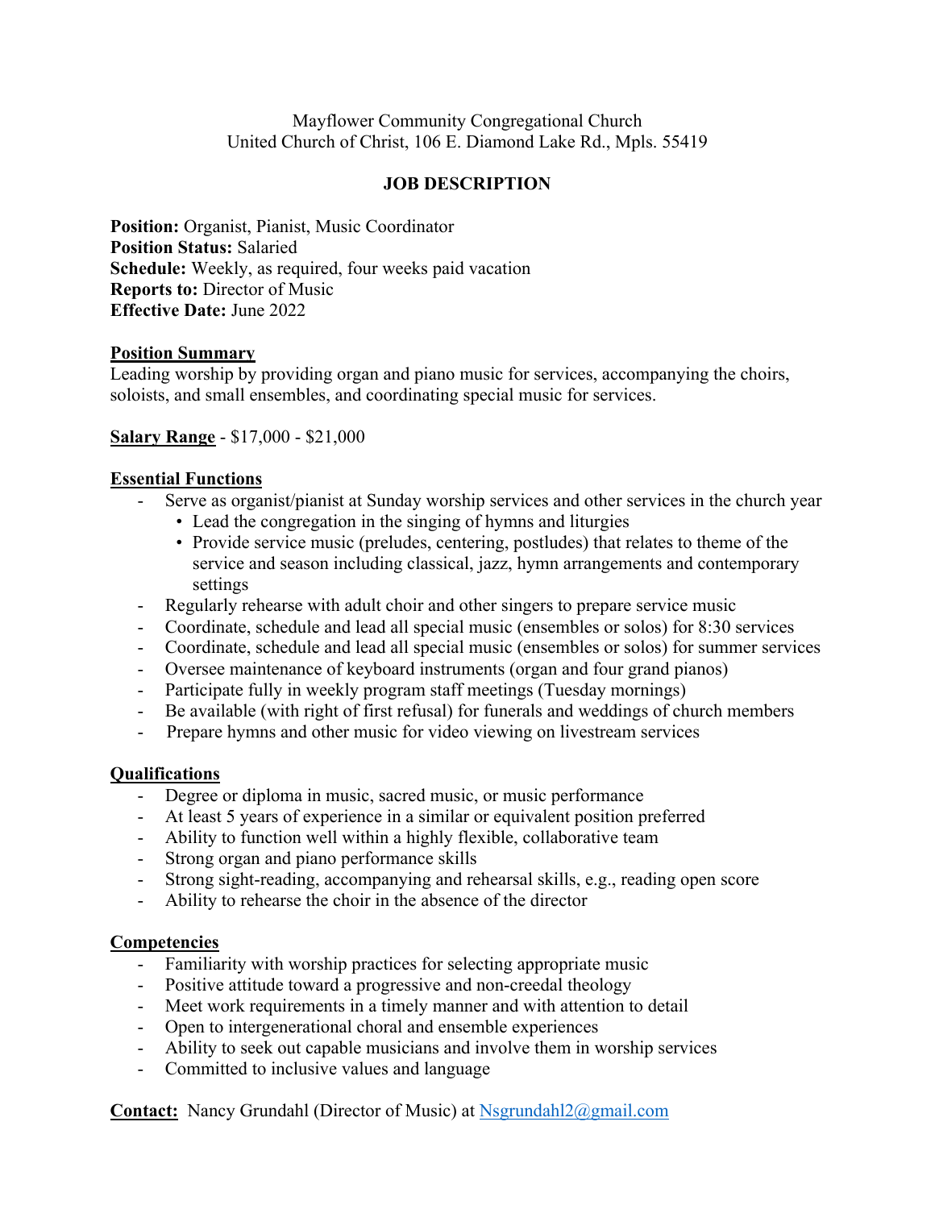Mayflower Community Congregational Church
United Church of Christ, 106 E. Diamond Lake Rd., Mpls. 55419

# JOB DESCRIPTION

**Position:** Organist, Pianist, Music Coordinator
**Position Status:** Salaried
**Schedule:** Weekly, as required, four weeks paid vacation
**Reports to:** Director of Music
**Effective Date:** June 2022

## Position Summary

Leading worship by providing organ and piano music for services, accompanying the choirs, soloists, and small ensembles, and coordinating special music for services.

**Salary Range** - $17,000 - $21,000

## Essential Functions

- Serve as organist/pianist at Sunday worship services and other services in the church year
  - Lead the congregation in the singing of hymns and liturgies
  - Provide service music (preludes, centering, postludes) that relates to theme of the service and season including classical, jazz, hymn arrangements and contemporary settings
- Regularly rehearse with adult choir and other singers to prepare service music
- Coordinate, schedule and lead all special music (ensembles or solos) for 8:30 services
- Coordinate, schedule and lead all special music (ensembles or solos) for summer services
- Oversee maintenance of keyboard instruments (organ and four grand pianos)
- Participate fully in weekly program staff meetings (Tuesday mornings)
- Be available (with right of first refusal) for funerals and weddings of church members
- Prepare hymns and other music for video viewing on livestream services

## Qualifications

- Degree or diploma in music, sacred music, or music performance
- At least 5 years of experience in a similar or equivalent position preferred
- Ability to function well within a highly flexible, collaborative team
- Strong organ and piano performance skills
- Strong sight-reading, accompanying and rehearsal skills, e.g., reading open score
- Ability to rehearse the choir in the absence of the director

## Competencies

- Familiarity with worship practices for selecting appropriate music
- Positive attitude toward a progressive and non-creedal theology
- Meet work requirements in a timely manner and with attention to detail
- Open to intergenerational choral and ensemble experiences
- Ability to seek out capable musicians and involve them in worship services
- Committed to inclusive values and language

**Contact:** Nancy Grundahl (Director of Music) at Nsgrundahl2@gmail.com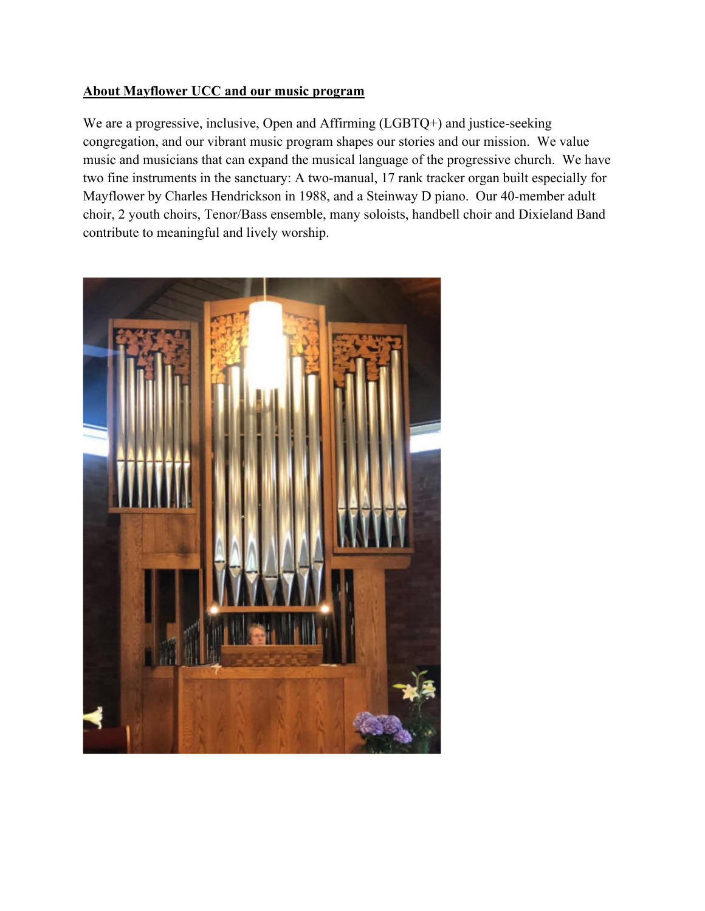**About Mayflower UCC and our music program**

We are a progressive, inclusive, Open and Affirming (LGBTQ+) and justice-seeking congregation, and our vibrant music program shapes our stories and our mission. We value music and musicians that can expand the musical language of the progressive church. We have two fine instruments in the sanctuary: A two-manual, 17 rank tracker organ built especially for Mayflower by Charles Hendrickson in 1988, and a Steinway D piano. Our 40-member adult choir, 2 youth choirs, Tenor/Bass ensemble, many soloists, handbell choir and Dixieland Band contribute to meaningful and lively worship.